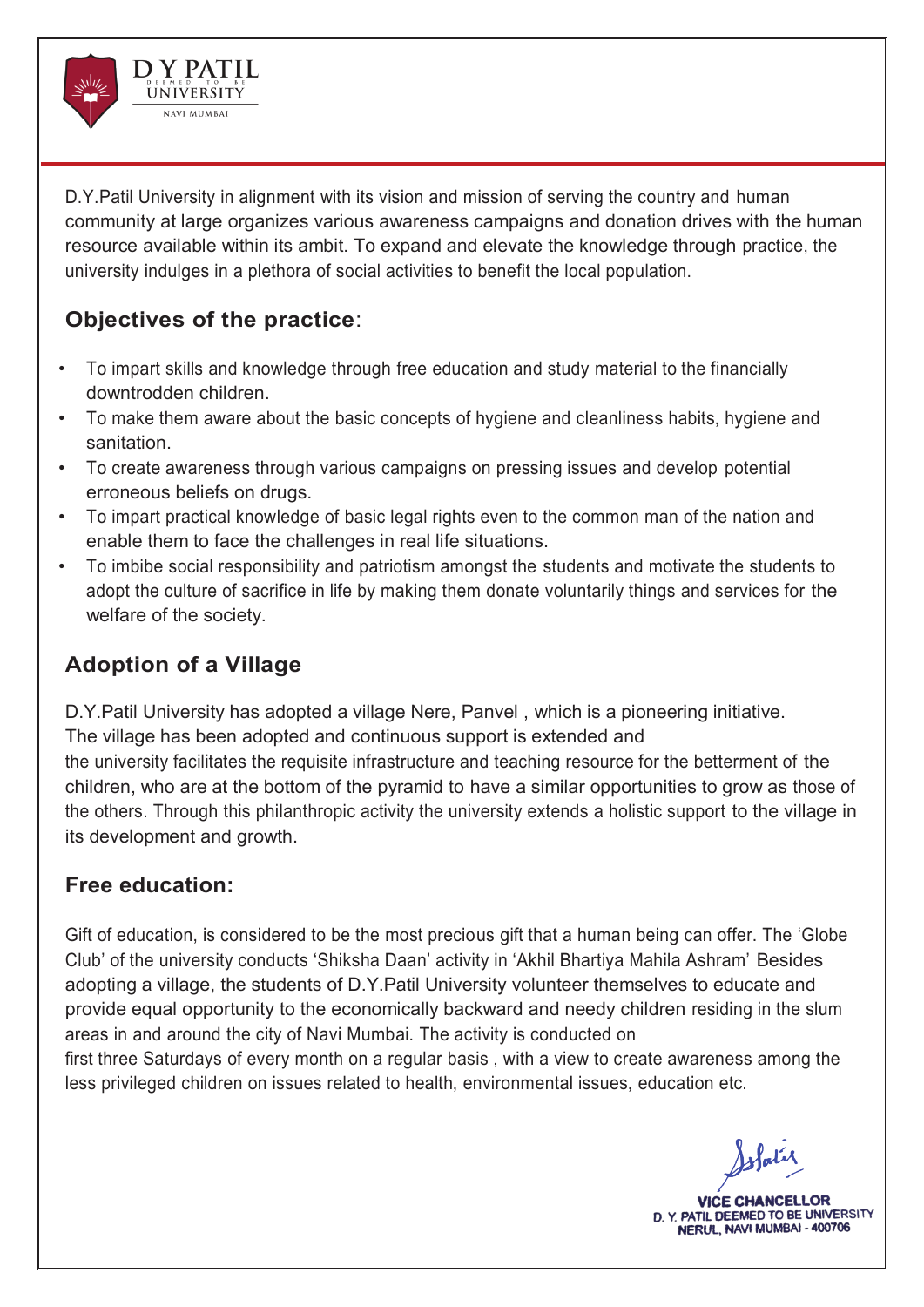D.Y.Patil University in alignment with its vision and mission of serving the country and human community at large organizes various awareness campaigns and donation drives with the human resource available within its ambit. To expand and elevate the knowledge through practice, the university indulges in a plethora of social activities to benefit the local population.

## Objectives of the practice:

- To impart skills and knowledge through free education and study material to the financially downtrodden children.
- To make them aware about the basic concepts of hygiene and cleanliness habits, hygiene and sanitation.
- To create awareness through various campaigns on pressing issues and develop potential erroneous beliefs on drugs.
- To impart practical knowledge of basic legal rights even to the common man of the nation and enable them to face the challenges in real life situations.
- To imbibe social responsibility and patriotism amongst the students and motivate the students to adopt the culture of sacrifice in life by making them donate voluntarily things and services for the welfare of the society.

## Adoption of a Village

D.Y.Patil University has adopted a village Nere, Panvel , which is a pioneering initiative. The village has been adopted and continuous support is extended and the university facilitates the requisite infrastructure and teaching resource for the betterment of the children, who are at the bottom of the pyramid to have a similar opportunities to grow as those of the others. Through this philanthropic activity the university extends a holistic support to the village in its development and growth.

## Free education:

Gift of education, is considered to be the most precious gift that a human being can offer. The 'Globe Club' of the university conducts 'Shiksha Daan' activity in 'Akhil Bhartiya Mahila Ashram' Besides adopting a village, the students of D.Y.Patil University volunteer themselves to educate and provide equal opportunity to the economically backward and needy children residing in the slum areas in and around the city of Navi Mumbai. The activity is conducted on first three Saturdays of every month on a regular basis , with a view to create awareness among the less privileged children on issues related to health, environmental issues, education etc.

**VICE CHANCELLOR**
**D. Y. PATIL DEEMED TO BE UNIVERSITY**
**NERUL, NAVI MUMBAI - 400706**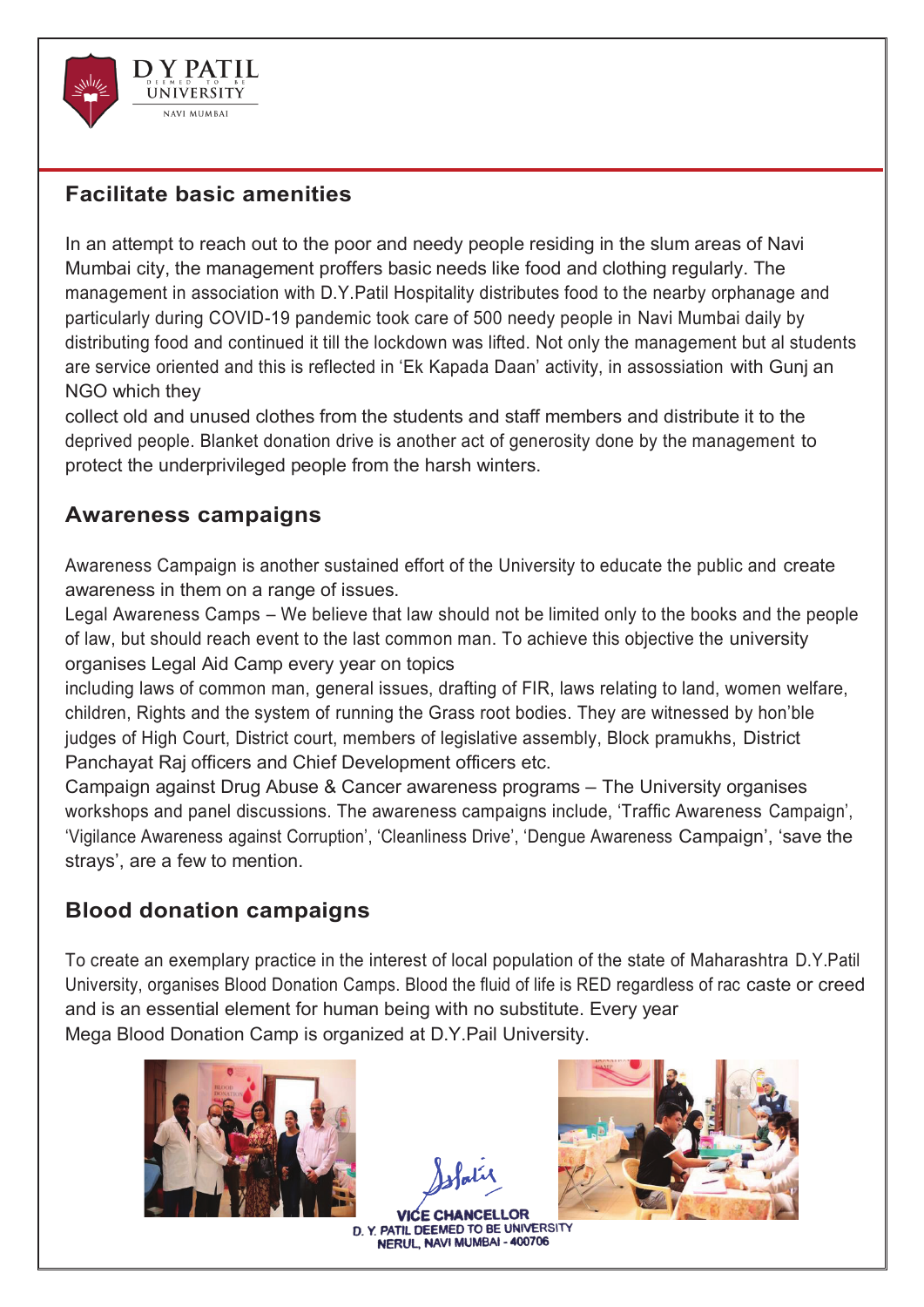## Facilitate basic amenities

In an attempt to reach out to the poor and needy people residing in the slum areas of Navi Mumbai city, the management proffers basic needs like food and clothing regularly. The management in association with D.Y.Patil Hospitality distributes food to the nearby orphanage and particularly during COVID-19 pandemic took care of 500 needy people in Navi Mumbai daily by distributing food and continued it till the lockdown was lifted. Not only the management but al students are service oriented and this is reflected in 'Ek Kapada Daan' activity, in assossiation with Gunj an NGO which they collect old and unused clothes from the students and staff members and distribute it to the deprived people. Blanket donation drive is another act of generosity done by the management to protect the underprivileged people from the harsh winters.

## Awareness campaigns

Awareness Campaign is another sustained effort of the University to educate the public and create awareness in them on a range of issues.

Legal Awareness Camps – We believe that law should not be limited only to the books and the people of law, but should reach event to the last common man. To achieve this objective the university organises Legal Aid Camp every year on topics including laws of common man, general issues, drafting of FIR, laws relating to land, women welfare, children, Rights and the system of running the Grass root bodies. They are witnessed by hon'ble judges of High Court, District court, members of legislative assembly, Block pramukhs, District Panchayat Raj officers and Chief Development officers etc.

Campaign against Drug Abuse & Cancer awareness programs – The University organises workshops and panel discussions. The awareness campaigns include, 'Traffic Awareness Campaign', 'Vigilance Awareness against Corruption', 'Cleanliness Drive', 'Dengue Awareness Campaign', 'save the strays', are a few to mention.

## Blood donation campaigns

To create an exemplary practice in the interest of local population of the state of Maharashtra D.Y.Patil University, organises Blood Donation Camps. Blood the fluid of life is RED regardless of rac caste or creed and is an essential element for human being with no substitute. Every year Mega Blood Donation Camp is organized at D.Y.Pail University.

VICE CHANCELLOR
D. Y. PATIL DEEMED TO BE UNIVERSITY
NERUL, NAVI MUMBAI - 400706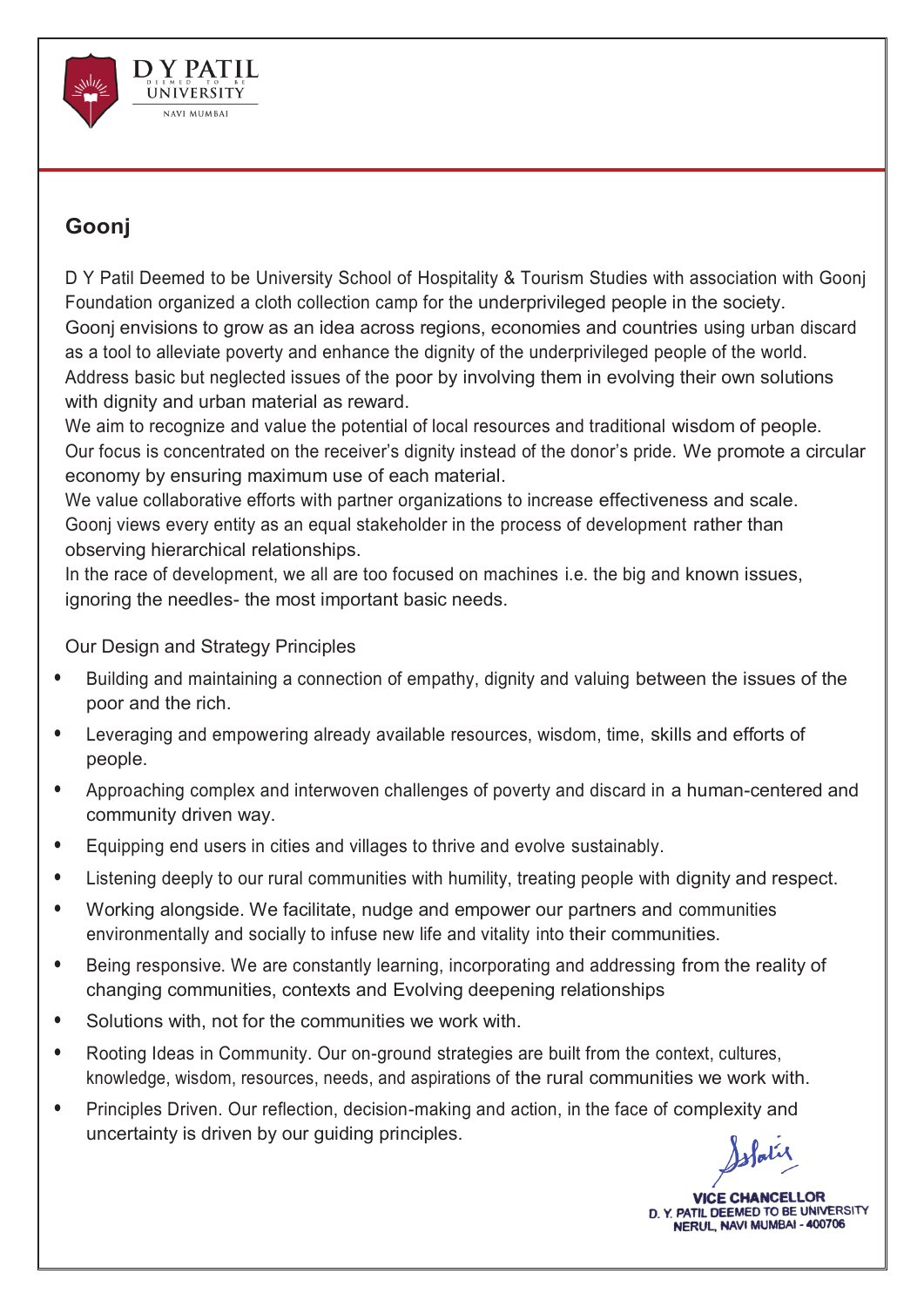## Goonj

D Y Patil Deemed to be University School of Hospitality & Tourism Studies with association with Goonj Foundation organized a cloth collection camp for the underprivileged people in the society.
Goonj envisions to grow as an idea across regions, economies and countries using urban discard as a tool to alleviate poverty and enhance the dignity of the underprivileged people of the world.
Address basic but neglected issues of the poor by involving them in evolving their own solutions with dignity and urban material as reward.
We aim to recognize and value the potential of local resources and traditional wisdom of people.
Our focus is concentrated on the receiver's dignity instead of the donor's pride. We promote a circular economy by ensuring maximum use of each material.
We value collaborative efforts with partner organizations to increase effectiveness and scale.
Goonj views every entity as an equal stakeholder in the process of development rather than observing hierarchical relationships.
In the race of development, we all are too focused on machines i.e. the big and known issues, ignoring the needles- the most important basic needs.

Our Design and Strategy Principles

- Building and maintaining a connection of empathy, dignity and valuing between the issues of the poor and the rich.
- Leveraging and empowering already available resources, wisdom, time, skills and efforts of people.
- Approaching complex and interwoven challenges of poverty and discard in a human-centered and community driven way.
- Equipping end users in cities and villages to thrive and evolve sustainably.
- Listening deeply to our rural communities with humility, treating people with dignity and respect.
- Working alongside. We facilitate, nudge and empower our partners and communities environmentally and socially to infuse new life and vitality into their communities.
- Being responsive. We are constantly learning, incorporating and addressing from the reality of changing communities, contexts and Evolving deepening relationships
- Solutions with, not for the communities we work with.
- Rooting Ideas in Community. Our on-ground strategies are built from the context, cultures, knowledge, wisdom, resources, needs, and aspirations of the rural communities we work with.
- Principles Driven. Our reflection, decision-making and action, in the face of complexity and uncertainty is driven by our guiding principles.

VICE CHANCELLOR
D. Y. PATIL DEEMED TO BE UNIVERSITY
NERUL, NAVI MUMBAI - 400706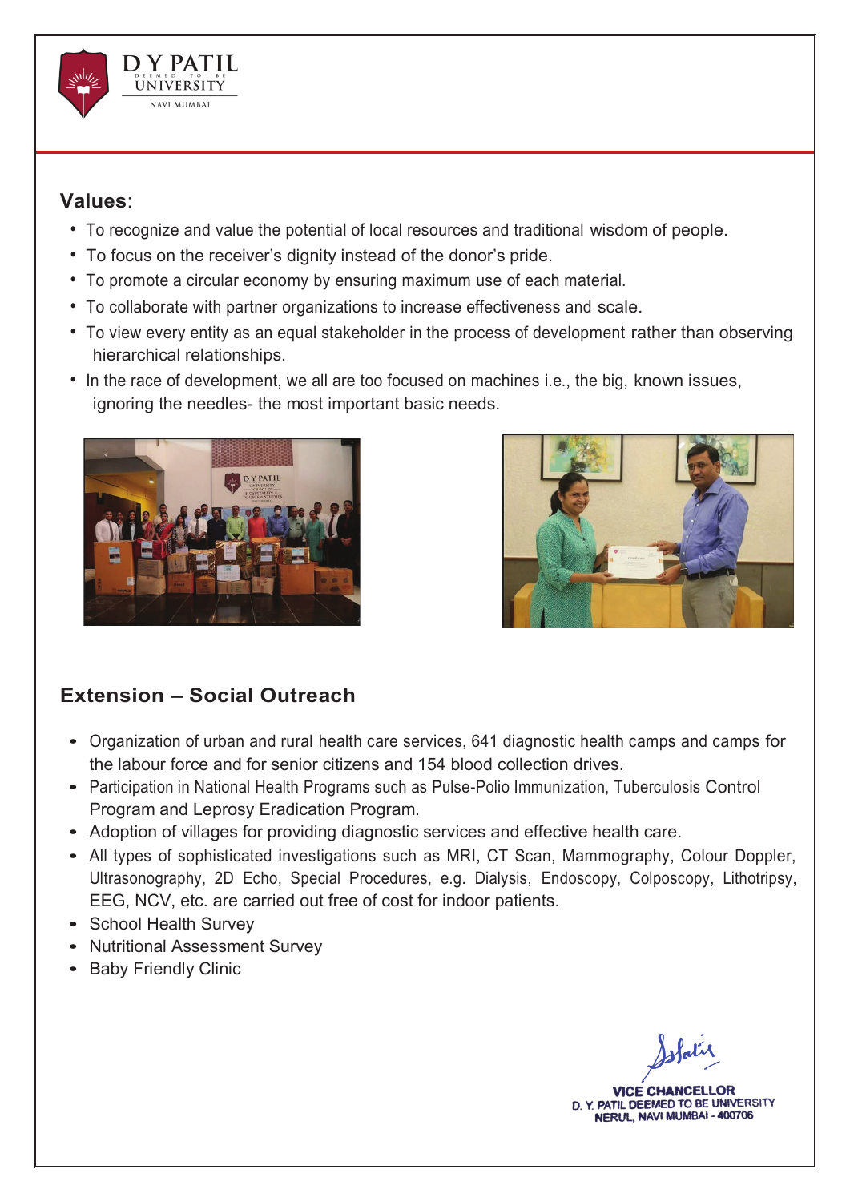## Values:

- To recognize and value the potential of local resources and traditional wisdom of people.
- To focus on the receiver's dignity instead of the donor's pride.
- To promote a circular economy by ensuring maximum use of each material.
- To collaborate with partner organizations to increase effectiveness and scale.
- To view every entity as an equal stakeholder in the process of development rather than observing hierarchical relationships.
- In the race of development, we all are too focused on machines i.e., the big, known issues, ignoring the needles- the most important basic needs.

## Extension – Social Outreach

- Organization of urban and rural health care services, 641 diagnostic health camps and camps for the labour force and for senior citizens and 154 blood collection drives.
- Participation in National Health Programs such as Pulse-Polio Immunization, Tuberculosis Control Program and Leprosy Eradication Program.
- Adoption of villages for providing diagnostic services and effective health care.
- All types of sophisticated investigations such as MRI, CT Scan, Mammography, Colour Doppler, Ultrasonography, 2D Echo, Special Procedures, e.g. Dialysis, Endoscopy, Colposcopy, Lithotripsy, EEG, NCV, etc. are carried out free of cost for indoor patients.
- School Health Survey
- Nutritional Assessment Survey
- Baby Friendly Clinic

VICE CHANCELLOR
D. Y. PATIL DEEMED TO BE UNIVERSITY
NERUL, NAVI MUMBAI - 400706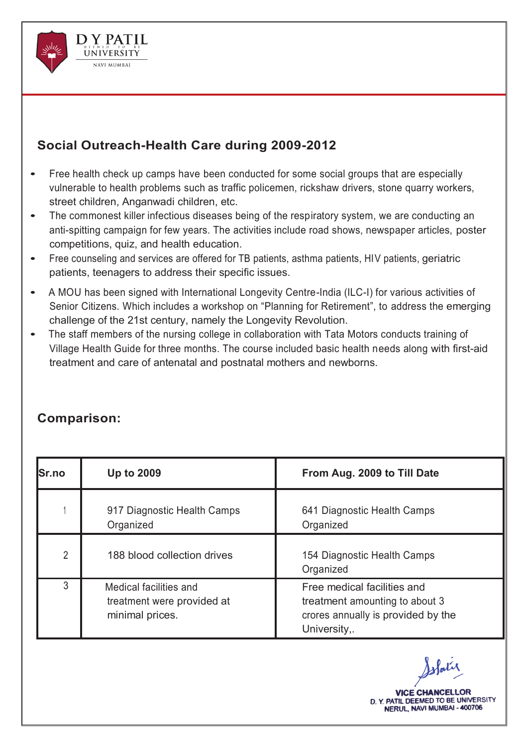D Y PATIL
DEEMED TO BE
UNIVERSITY
NAVI MUMBAI

## Social Outreach-Health Care during 2009-2012

- Free health check up camps have been conducted for some social groups that are especially vulnerable to health problems such as traffic policemen, rickshaw drivers, stone quarry workers, street children, Anganwadi children, etc.
- The commonest killer infectious diseases being of the respiratory system, we are conducting an anti-spitting campaign for few years. The activities include road shows, newspaper articles, poster competitions, quiz, and health education.
- Free counseling and services are offered for TB patients, asthma patients, HIV patients, geriatric patients, teenagers to address their specific issues.
- A MOU has been signed with International Longevity Centre-India (ILC-I) for various activities of Senior Citizens. Which includes a workshop on "Planning for Retirement", to address the emerging challenge of the 21st century, namely the Longevity Revolution.
- The staff members of the nursing college in collaboration with Tata Motors conducts training of Village Health Guide for three months. The course included basic health needs along with first-aid treatment and care of antenatal and postnatal mothers and newborns.

## Comparison:

| Sr.no | Up to 2009 | From Aug. 2009 to Till Date |
|---|---|---|
| 1 | 917 Diagnostic Health Camps Organized | 641 Diagnostic Health Camps Organized |
| 2 | 188 blood collection drives | 154 Diagnostic Health Camps Organized |
| 3 | Medical facilities and treatment were provided at minimal prices. | Free medical facilities and treatment amounting to about 3 crores annually is provided by the University,. |

VICE CHANCELLOR
D. Y. PATIL DEEMED TO BE UNIVERSITY
NERUL, NAVI MUMBAI - 400706